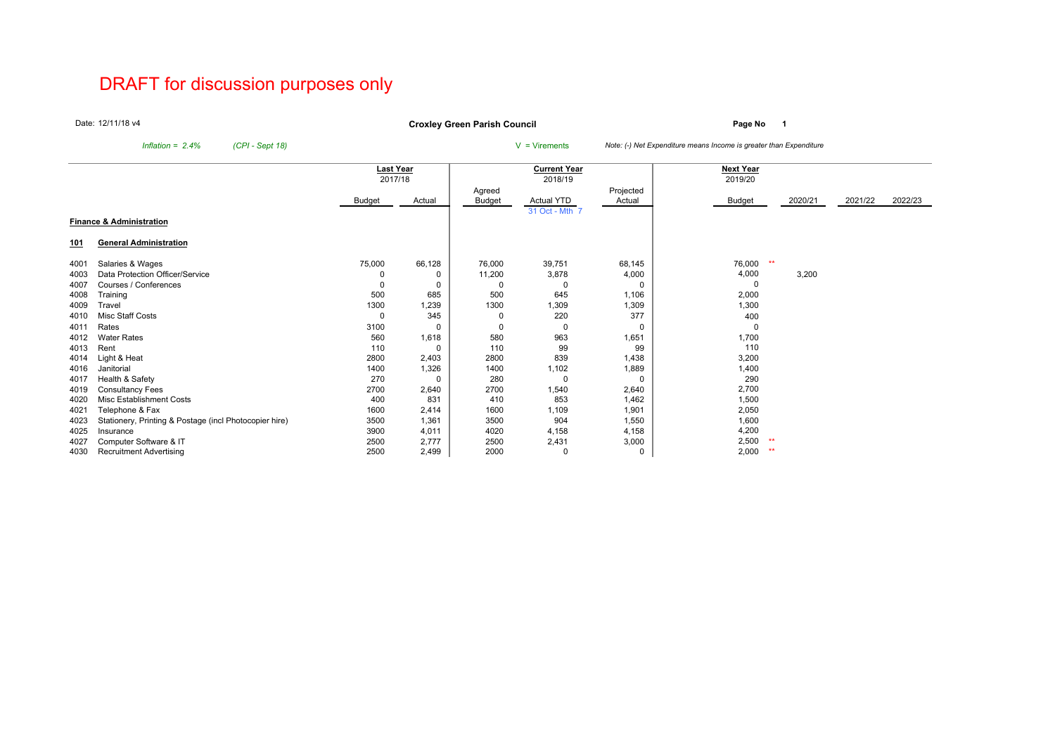# DRAFT for discussion purposes only

Date: 12/11/18 v4

**Croxley Green Parish Council**

**Page No 1**

*Inflation = 2.4%* *(CPI - Sept 18)*

V = Virements

*Note: (-) Net Expenditure means Income is greater than Expenditure*

| | | Last Year 2017/18 | | Current Year 2018/19 | | | Next Year 2019/20 | | | | |
|---|---|---|---|---|---|---|---|---|---|---|---|
| | | Budget | Actual | Agreed Budget | Actual YTD 31 Oct - Mth 7 | Projected Actual | Budget | | 2020/21 | 2021/22 | 2022/23 |
| **Finance & Administration** | | | | | | | | | | | |
| **101** | **General Administration** | | | | | | | | | | |
| 4001 | Salaries & Wages | 75,000 | 66,128 | 76,000 | 39,751 | 68,145 | 76,000 | ** | | | |
| 4003 | Data Protection Officer/Service | 0 | 0 | 11,200 | 3,878 | 4,000 | 4,000 | | 3,200 | | |
| 4007 | Courses / Conferences | 0 | 0 | 0 | 0 | 0 | 0 | | | | |
| 4008 | Training | 500 | 685 | 500 | 645 | 1,106 | 2,000 | | | | |
| 4009 | Travel | 1300 | 1,239 | 1300 | 1,309 | 1,309 | 1,300 | | | | |
| 4010 | Misc Staff Costs | 0 | 345 | 0 | 220 | 377 | 400 | | | | |
| 4011 | Rates | 3100 | 0 | 0 | 0 | 0 | 0 | | | | |
| 4012 | Water Rates | 560 | 1,618 | 580 | 963 | 1,651 | 1,700 | | | | |
| 4013 | Rent | 110 | 0 | 110 | 99 | 99 | 110 | | | | |
| 4014 | Light & Heat | 2800 | 2,403 | 2800 | 839 | 1,438 | 3,200 | | | | |
| 4016 | Janitorial | 1400 | 1,326 | 1400 | 1,102 | 1,889 | 1,400 | | | | |
| 4017 | Health & Safety | 270 | 0 | 280 | 0 | 0 | 290 | | | | |
| 4019 | Consultancy Fees | 2700 | 2,640 | 2700 | 1,540 | 2,640 | 2,700 | | | | |
| 4020 | Misc Establishment Costs | 400 | 831 | 410 | 853 | 1,462 | 1,500 | | | | |
| 4021 | Telephone & Fax | 1600 | 2,414 | 1600 | 1,109 | 1,901 | 2,050 | | | | |
| 4023 | Stationery, Printing & Postage (incl Photocopier hire) | 3500 | 1,361 | 3500 | 904 | 1,550 | 1,600 | | | | |
| 4025 | Insurance | 3900 | 4,011 | 4020 | 4,158 | 4,158 | 4,200 | | | | |
| 4027 | Computer Software & IT | 2500 | 2,777 | 2500 | 2,431 | 3,000 | 2,500 | ** | | | |
| 4030 | Recruitment Advertising | 2500 | 2,499 | 2000 | 0 | 0 | 2,000 | ** | | | |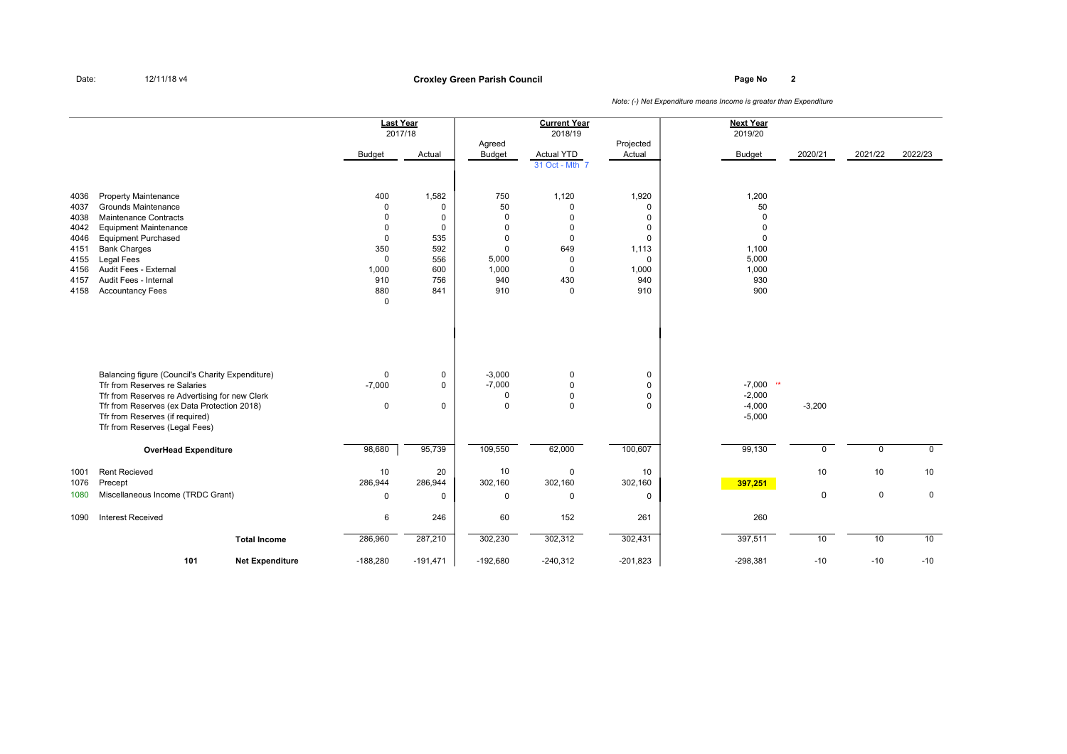Date: 12/11/18 v4

**Croxley Green Parish Council**

*Note: (-) Net Expenditure means Income is greater than Expenditure*

| Code | Description | Last Year 2017/18 Budget | Last Year 2017/18 Actual | Current Year 2018/19 Agreed Budget | Current Year 2018/19 Actual YTD (31 Oct - Mth 7) | Current Year 2018/19 Projected Actual | Next Year 2019/20 Budget | 2020/21 | 2021/22 | 2022/23 |
|---|---|---|---|---|---|---|---|---|---|---|
| 4036 | Property Maintenance | 400 | 1,582 | 750 | 1,120 | 1,920 | 1,200 | | | |
| 4037 | Grounds Maintenance | 0 | 0 | 50 | 0 | 0 | 50 | | | |
| 4038 | Maintenance Contracts | 0 | 0 | 0 | 0 | 0 | 0 | | | |
| 4042 | Equipment Maintenance | 0 | 0 | 0 | 0 | 0 | 0 | | | |
| 4046 | Equipment Purchased | 0 | 535 | 0 | 0 | 0 | 0 | | | |
| 4151 | Bank Charges | 350 | 592 | 0 | 649 | 1,113 | 1,100 | | | |
| 4155 | Legal Fees | 0 | 556 | 5,000 | 0 | 0 | 5,000 | | | |
| 4156 | Audit Fees - External | 1,000 | 600 | 1,000 | 0 | 1,000 | 1,000 | | | |
| 4157 | Audit Fees - Internal | 910 | 756 | 940 | 430 | 940 | 930 | | | |
| 4158 | Accountancy Fees | 880 | 841 | 910 | 0 | 910 | 900 | | | |
| | | 0 | | | | | | | | |
| | Balancing figure (Council's Charity Expenditure) | 0 | 0 | -3,000 | 0 | 0 | | | | |
| | Tfr from Reserves re Salaries | -7,000 | 0 | -7,000 | 0 | 0 | -7,000 '* | | | |
| | Tfr from Reserves re Advertising for new Clerk | | | 0 | 0 | 0 | -2,000 | | | |
| | Tfr from Reserves (ex Data Protection 2018) | 0 | 0 | 0 | 0 | 0 | -4,000 | -3,200 | | |
| | Tfr from Reserves (if required) | | | | | | -5,000 | | | |
| | Tfr from Reserves (Legal Fees) | | | | | | | | | |
| | **OverHead Expenditure** | 98,680 | 95,739 | 109,550 | 62,000 | 100,607 | 99,130 | 0 | 0 | 0 |
| 1001 | Rent Recieved | 10 | 20 | 10 | 0 | 10 | | 10 | 10 | 10 |
| 1076 | Precept | 286,944 | 286,944 | 302,160 | 302,160 | 302,160 | **397,251** | | | |
| 1080 | Miscellaneous Income (TRDC Grant) | 0 | 0 | 0 | 0 | 0 | | 0 | 0 | 0 |
| 1090 | Interest Received | 6 | 246 | 60 | 152 | 261 | 260 | | | |
| | **Total Income** | 286,960 | 287,210 | 302,230 | 302,312 | 302,431 | 397,511 | 10 | 10 | 10 |
| **101** | **Net Expenditure** | -188,280 | -191,471 | -192,680 | -240,312 | -201,823 | -298,381 | -10 | -10 | -10 |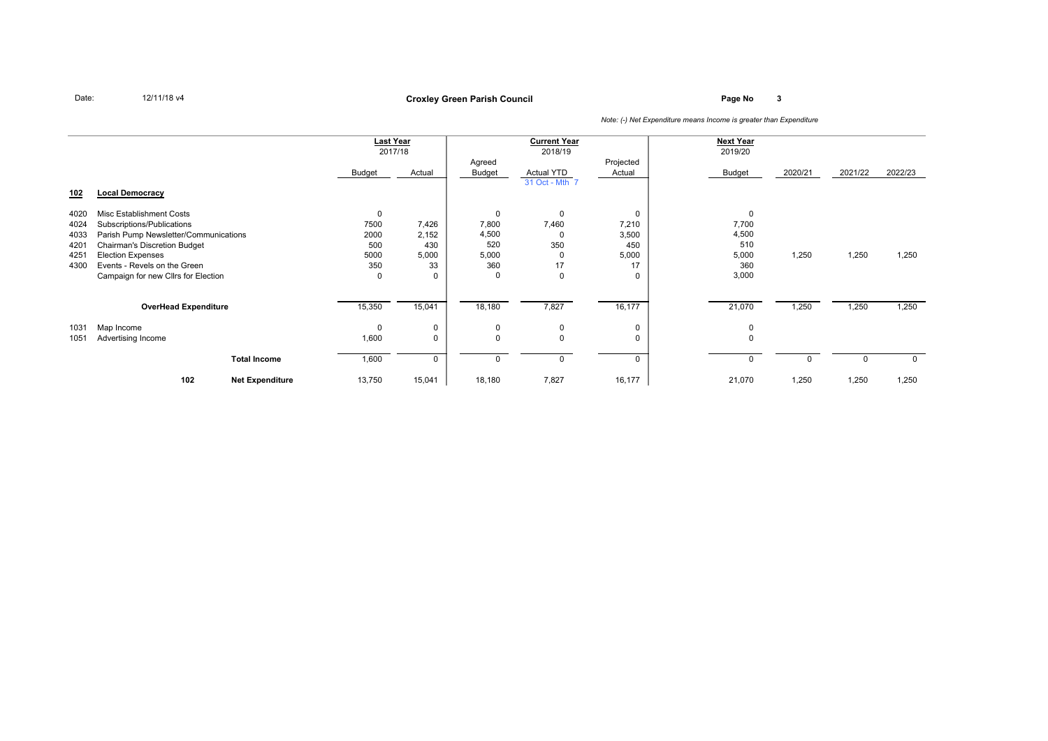Date: 12/11/18 v4

# Croxley Green Parish Council

*Note: (-) Net Expenditure means Income is greater than Expenditure*

| | | Last Year 2017/18 | | Current Year 2018/19 | | | Next Year 2019/20 | | | |
|---|---|---|---|---|---|---|---|---|---|---|
| | | Budget | Actual | Agreed Budget | Actual YTD 31 Oct - Mth 7 | Projected Actual | Budget | 2020/21 | 2021/22 | 2022/23 |
| **102** | **Local Democracy** | | | | | | | | | |
| 4020 | Misc Establishment Costs | 0 | | 0 | 0 | 0 | 0 | | | |
| 4024 | Subscriptions/Publications | 7500 | 7,426 | 7,800 | 7,460 | 7,210 | 7,700 | | | |
| 4033 | Parish Pump Newsletter/Communications | 2000 | 2,152 | 4,500 | 0 | 3,500 | 4,500 | | | |
| 4201 | Chairman's Discretion Budget | 500 | 430 | 520 | 350 | 450 | 510 | | | |
| 4251 | Election Expenses | 5000 | 5,000 | 5,000 | 0 | 5,000 | 5,000 | 1,250 | 1,250 | 1,250 |
| 4300 | Events - Revels on the Green | 350 | 33 | 360 | 17 | 17 | 360 | | | |
| | Campaign for new Cllrs for Election | 0 | 0 | 0 | 0 | 0 | 3,000 | | | |
| | **OverHead Expenditure** | 15,350 | 15,041 | 18,180 | 7,827 | 16,177 | 21,070 | 1,250 | 1,250 | 1,250 |
| 1031 | Map Income | 0 | 0 | 0 | 0 | 0 | 0 | | | |
| 1051 | Advertising Income | 1,600 | 0 | 0 | 0 | 0 | 0 | | | |
| | **Total Income** | 1,600 | 0 | 0 | 0 | 0 | 0 | 0 | 0 | 0 |
| 102 | **Net Expenditure** | 13,750 | 15,041 | 18,180 | 7,827 | 16,177 | 21,070 | 1,250 | 1,250 | 1,250 |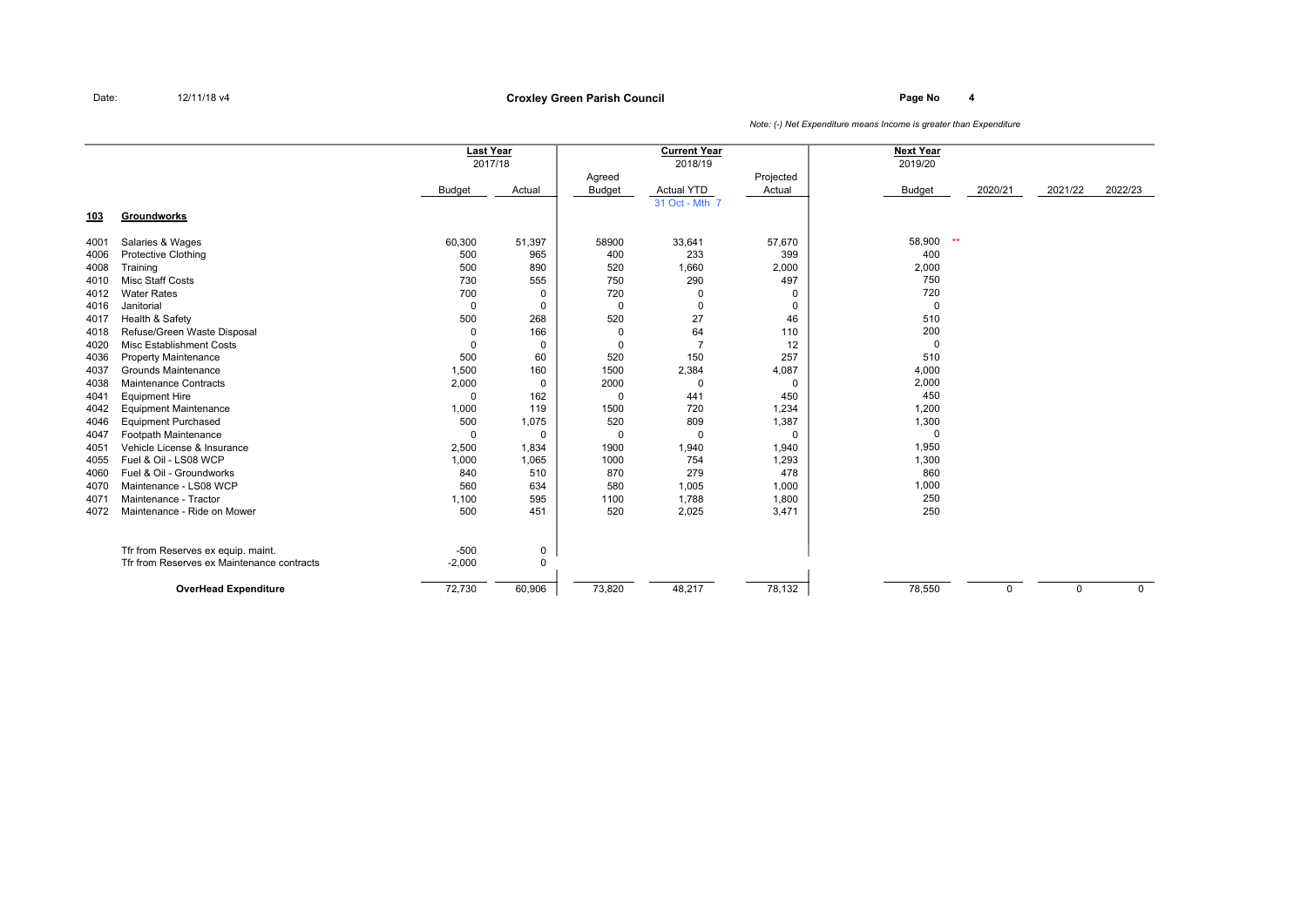Date: 12/11/18 v4

# Croxley Green Parish Council

Page No 4

*Note: (-) Net Expenditure means Income is greater than Expenditure*

| | | Last Year 2017/18 | | Current Year 2018/19 | | | Next Year 2019/20 | | | |
|---|---|---|---|---|---|---|---|---|---|---|
| | | Budget | Actual | Agreed Budget | Actual YTD 31 Oct - Mth 7 | Projected Actual | Budget | 2020/21 | 2021/22 | 2022/23 |
| **103** | **Groundworks** | | | | | | | | | |
| 4001 | Salaries & Wages | 60,300 | 51,397 | 58900 | 33,641 | 57,670 | 58,900 ** | | | |
| 4006 | Protective Clothing | 500 | 965 | 400 | 233 | 399 | 400 | | | |
| 4008 | Training | 500 | 890 | 520 | 1,660 | 2,000 | 2,000 | | | |
| 4010 | Misc Staff Costs | 730 | 555 | 750 | 290 | 497 | 750 | | | |
| 4012 | Water Rates | 700 | 0 | 720 | 0 | 0 | 720 | | | |
| 4016 | Janitorial | 0 | 0 | 0 | 0 | 0 | 0 | | | |
| 4017 | Health & Safety | 500 | 268 | 520 | 27 | 46 | 510 | | | |
| 4018 | Refuse/Green Waste Disposal | 0 | 166 | 0 | 64 | 110 | 200 | | | |
| 4020 | Misc Establishment Costs | 0 | 0 | 0 | 7 | 12 | 0 | | | |
| 4036 | Property Maintenance | 500 | 60 | 520 | 150 | 257 | 510 | | | |
| 4037 | Grounds Maintenance | 1,500 | 160 | 1500 | 2,384 | 4,087 | 4,000 | | | |
| 4038 | Maintenance Contracts | 2,000 | 0 | 2000 | 0 | 0 | 2,000 | | | |
| 4041 | Equipment Hire | 0 | 162 | 0 | 441 | 450 | 450 | | | |
| 4042 | Equipment Maintenance | 1,000 | 119 | 1500 | 720 | 1,234 | 1,200 | | | |
| 4046 | Equipment Purchased | 500 | 1,075 | 520 | 809 | 1,387 | 1,300 | | | |
| 4047 | Footpath Maintenance | 0 | 0 | 0 | 0 | 0 | 0 | | | |
| 4051 | Vehicle License & Insurance | 2,500 | 1,834 | 1900 | 1,940 | 1,940 | 1,950 | | | |
| 4055 | Fuel & Oil - LS08 WCP | 1,000 | 1,065 | 1000 | 754 | 1,293 | 1,300 | | | |
| 4060 | Fuel & Oil - Groundworks | 840 | 510 | 870 | 279 | 478 | 860 | | | |
| 4070 | Maintenance - LS08 WCP | 560 | 634 | 580 | 1,005 | 1,000 | 1,000 | | | |
| 4071 | Maintenance - Tractor | 1,100 | 595 | 1100 | 1,788 | 1,800 | 250 | | | |
| 4072 | Maintenance - Ride on Mower | 500 | 451 | 520 | 2,025 | 3,471 | 250 | | | |
| | Tfr from Reserves ex equip. maint. | -500 | 0 | | | | | | | |
| | Tfr from Reserves ex Maintenance contracts | -2,000 | 0 | | | | | | | |
| | **OverHead Expenditure** | 72,730 | 60,906 | 73,820 | 48,217 | 78,132 | 78,550 | 0 | 0 | 0 |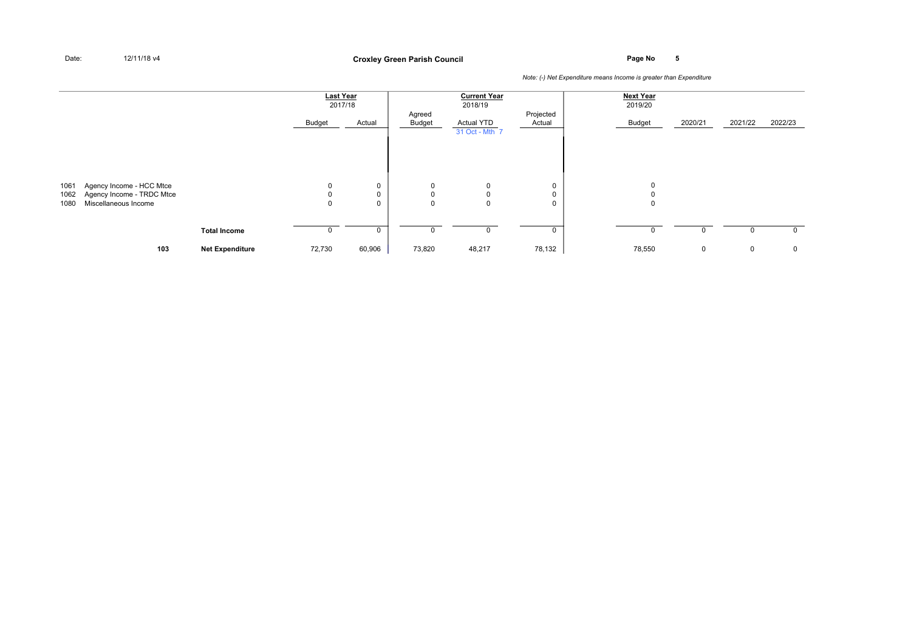Date: 12/11/18 v4

**Croxley Green Parish Council**

*Note: (-) Net Expenditure means Income is greater than Expenditure*

| | | Last Year 2017/18 | | Current Year 2018/19 | | | Next Year 2019/20 | | | |
|---|---|---|---|---|---|---|---|---|---|---|
| | | Budget | Actual | Agreed Budget | Actual YTD 31 Oct - Mth 7 | Projected Actual | Budget | 2020/21 | 2021/22 | 2022/23 |
| 1061 | Agency Income - HCC Mtce | 0 | 0 | 0 | 0 | 0 | 0 | | | |
| 1062 | Agency Income - TRDC Mtce | 0 | 0 | 0 | 0 | 0 | 0 | | | |
| 1080 | Miscellaneous Income | 0 | 0 | 0 | 0 | 0 | 0 | | | |
| | **Total Income** | 0 | 0 | 0 | 0 | 0 | 0 | 0 | 0 | 0 |
| **103** | **Net Expenditure** | 72,730 | 60,906 | 73,820 | 48,217 | 78,132 | 78,550 | 0 | 0 | 0 |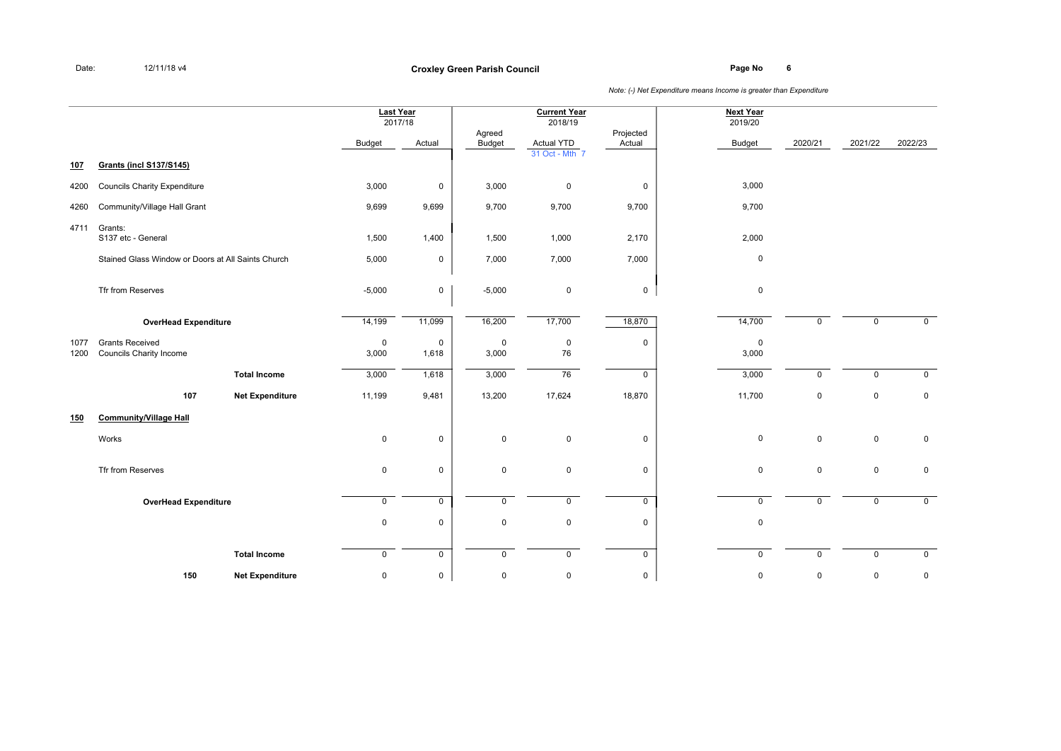Date: 12/11/18 v4

**Croxley Green Parish Council**

*Note: (-) Net Expenditure means Income is greater than Expenditure*

| | | Last Year 2017/18 | | Current Year 2018/19 | | | Next Year 2019/20 | | | |
|---|---|---|---|---|---|---|---|---|---|---|
| | | Budget | Actual | Agreed Budget | Actual YTD 31 Oct - Mth 7 | Projected Actual | Budget | 2020/21 | 2021/22 | 2022/23 |
| **107** | **Grants (incl S137/S145)** | | | | | | | | | |
| 4200 | Councils Charity Expenditure | 3,000 | 0 | 3,000 | 0 | 0 | 3,000 | | | |
| 4260 | Community/Village Hall Grant | 9,699 | 9,699 | 9,700 | 9,700 | 9,700 | 9,700 | | | |
| 4711 | Grants: S137 etc - General | 1,500 | 1,400 | 1,500 | 1,000 | 2,170 | 2,000 | | | |
| | Stained Glass Window or Doors at All Saints Church | 5,000 | 0 | 7,000 | 7,000 | 7,000 | 0 | | | |
| | Tfr from Reserves | -5,000 | 0 | -5,000 | 0 | 0 | 0 | | | |
| | **OverHead Expenditure** | 14,199 | 11,099 | 16,200 | 17,700 | 18,870 | 14,700 | 0 | 0 | 0 |
| 1077 | Grants Received | 0 | 0 | 0 | 0 | 0 | 0 | | | |
| 1200 | Councils Charity Income | 3,000 | 1,618 | 3,000 | 76 | | 3,000 | | | |
| | **Total Income** | 3,000 | 1,618 | 3,000 | 76 | 0 | 3,000 | 0 | 0 | 0 |
| **107** | **Net Expenditure** | 11,199 | 9,481 | 13,200 | 17,624 | 18,870 | 11,700 | 0 | 0 | 0 |
| **150** | **Community/Village Hall** | | | | | | | | | |
| | Works | 0 | 0 | 0 | 0 | 0 | 0 | 0 | 0 | 0 |
| | Tfr from Reserves | 0 | 0 | 0 | 0 | 0 | 0 | 0 | 0 | 0 |
| | **OverHead Expenditure** | 0 | 0 | 0 | 0 | 0 | 0 | 0 | 0 | 0 |
| | | 0 | 0 | 0 | 0 | 0 | 0 | | | |
| | **Total Income** | 0 | 0 | 0 | 0 | 0 | 0 | 0 | 0 | 0 |
| **150** | **Net Expenditure** | 0 | 0 | 0 | 0 | 0 | 0 | 0 | 0 | 0 |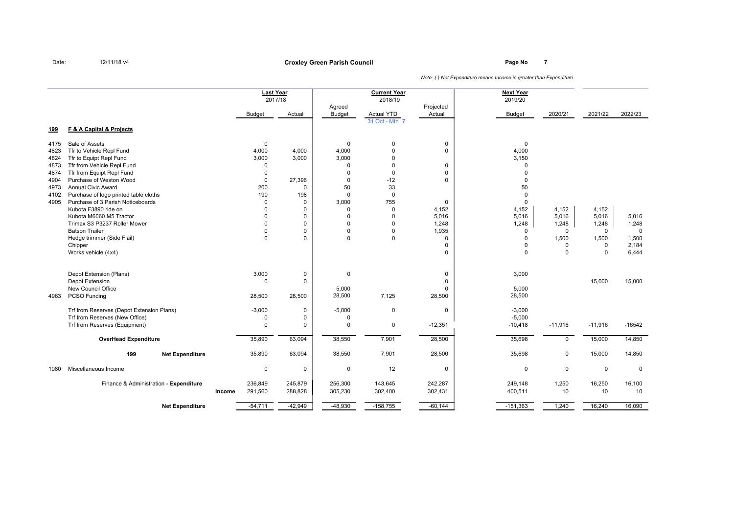Date: 12/11/18 v4

**Croxley Green Parish Council**

*Note: (-) Net Expenditure means Income is greater than Expenditure*

| | | Last Year 2017/18 | | Current Year 2018/19 | | | Next Year 2019/20 | | | |
|---|---|---|---|---|---|---|---|---|---|---|
| | | Budget | Actual | Agreed Budget | Actual YTD 31 Oct - Mth 7 | Projected Actual | Budget | 2020/21 | 2021/22 | 2022/23 |
| **199** | **F & A Capital & Projects** | | | | | | | | | |
| 4175 | Sale of Assets | 0 | | 0 | 0 | 0 | 0 | | | |
| 4823 | Tfr to Vehicle Repl Fund | 4,000 | 4,000 | 4,000 | 0 | 0 | 4,000 | | | |
| 4824 | Tfr to Equipt Repl Fund | 3,000 | 3,000 | 3,000 | 0 | | 3,150 | | | |
| 4873 | Tfr from Vehicle Repl Fund | 0 | | 0 | 0 | 0 | 0 | | | |
| 4874 | Tfr from Equipt Repl Fund | 0 | | 0 | 0 | 0 | 0 | | | |
| 4904 | Purchase of Weston Wood | 0 | 27,396 | 0 | -12 | 0 | 0 | | | |
| 4973 | Annual Civic Award | 200 | 0 | 50 | 33 | | 50 | | | |
| 4102 | Purchase of logo printed table cloths | 190 | 198 | 0 | 0 | | 0 | | | |
| 4905 | Purchase of 3 Parish Noticeboards | 0 | 0 | 3,000 | 755 | 0 | 0 | | | |
| | Kubota F3890 ride on | 0 | 0 | 0 | 0 | 4,152 | 4,152 | 4,152 | 4,152 | |
| | Kubota M6060 M5 Tractor | 0 | 0 | 0 | 0 | 5,016 | 5,016 | 5,016 | 5,016 | 5,016 |
| | Trimax S3 P3237 Roller Mower | 0 | 0 | 0 | 0 | 1,248 | 1,248 | 1,248 | 1,248 | 1,248 |
| | Batson Trailer | 0 | 0 | 0 | 0 | 1,935 | 0 | 0 | 0 | 0 |
| | Hedge trimmer (Side Flail) | 0 | 0 | 0 | 0 | 0 | 0 | 1,500 | 1,500 | 1,500 |
| | Chipper | | | | | 0 | 0 | 0 | 0 | 2,184 |
| | Works vehicle (4x4) | | | | | 0 | 0 | 0 | 0 | 6,444 |
| | Depot Extension (Plans) | 3,000 | 0 | 0 | | 0 | 3,000 | | | |
| | Depot Extension | 0 | 0 | | | 0 | | | 15,000 | 15,000 |
| | New Council Office | | | 5,000 | | 0 | 5,000 | | | |
| 4963 | PCSO Funding | 28,500 | 28,500 | 28,500 | 7,125 | 28,500 | 28,500 | | | |
| | Trf from Reserves (Depot Extension Plans) | -3,000 | 0 | -5,000 | 0 | 0 | -3,000 | | | |
| | Trf from Reserves (New Office) | 0 | 0 | 0 | | | -5,000 | | | |
| | Trf from Reserves (Equipment) | 0 | 0 | 0 | 0 | -12,351 | -10,418 | -11,916 | -11,916 | -16542 |
| | **OverHead Expenditure** | 35,890 | 63,094 | 38,550 | 7,901 | 28,500 | 35,698 | 0 | 15,000 | 14,850 |
| | **199 Net Expenditure** | 35,890 | 63,094 | 38,550 | 7,901 | 28,500 | 35,698 | 0 | 15,000 | 14,850 |
| 1080 | Miscellaneous Income | 0 | 0 | 0 | 12 | 0 | 0 | 0 | 0 | 0 |
| | Finance & Administration - **Expenditure** | 236,849 | 245,879 | 256,300 | 143,645 | 242,287 | 249,148 | 1,250 | 16,250 | 16,100 |
| | **Income** | 291,560 | 288,828 | 305,230 | 302,400 | 302,431 | 400,511 | 10 | 10 | 10 |
| | **Net Expenditure** | -54,711 | -42,949 | -48,930 | -158,755 | -60,144 | -151,363 | 1,240 | 16,240 | 16,090 |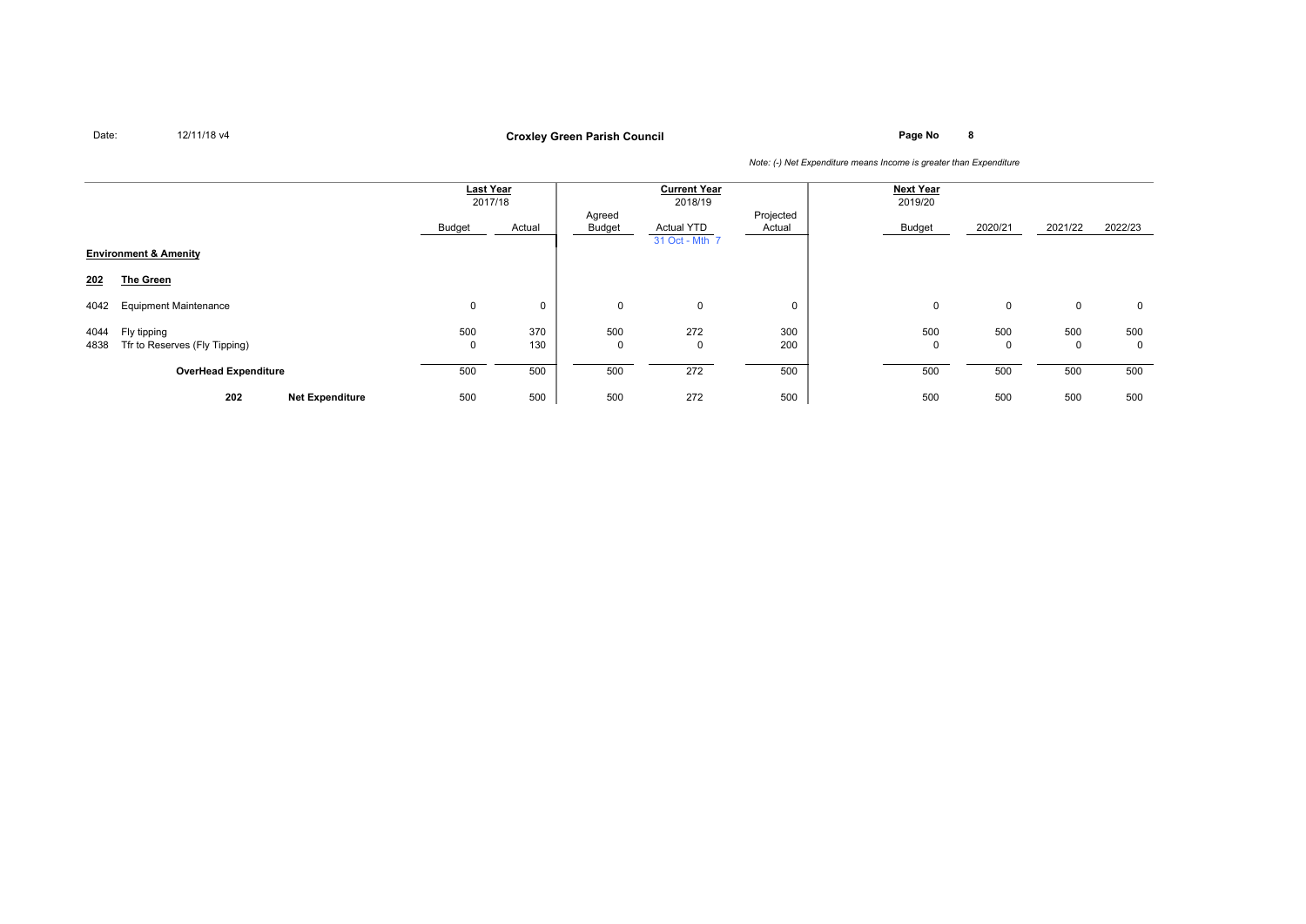**Croxley Green Parish Council**

Date: 12/11/18 v4

*Note: (-) Net Expenditure means Income is greater than Expenditure*

| | | Last Year 2017/18 | | Current Year 2018/19 | | | Next Year 2019/20 | | | |
|---|---|---|---|---|---|---|---|---|---|---|
| | | Budget | Actual | Agreed Budget | Actual YTD 31 Oct - Mth 7 | Projected Actual | Budget | 2020/21 | 2021/22 | 2022/23 |
| **Environment & Amenity** | | | | | | | | | | |
| **202** | **The Green** | | | | | | | | | |
| 4042 | Equipment Maintenance | 0 | 0 | 0 | 0 | 0 | 0 | 0 | 0 | 0 |
| 4044 | Fly tipping | 500 | 370 | 500 | 272 | 300 | 500 | 500 | 500 | 500 |
| 4838 | Tfr to Reserves (Fly Tipping) | 0 | 130 | 0 | 0 | 200 | 0 | 0 | 0 | 0 |
| | **OverHead Expenditure** | 500 | 500 | 500 | 272 | 500 | 500 | 500 | 500 | 500 |
| | **202 Net Expenditure** | 500 | 500 | 500 | 272 | 500 | 500 | 500 | 500 | 500 |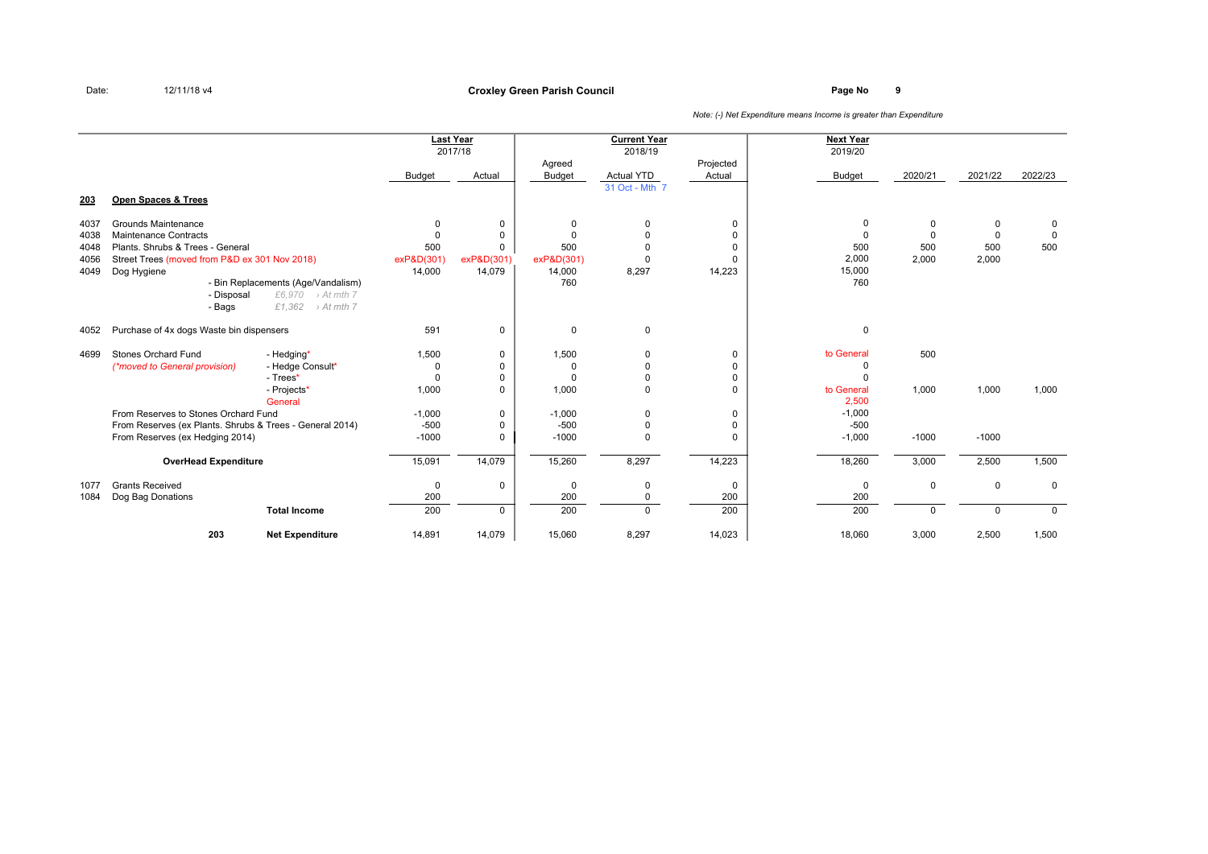Date: 12/11/18 v4

**Croxley Green Parish Council**

*Note: (-) Net Expenditure means Income is greater than Expenditure*

| | | | Last Year 2017/18 | | Current Year 2018/19 | | | Next Year 2019/20 | | | |
|---|---|---|---|---|---|---|---|---|---|---|---|
| | | | Budget | Actual | Agreed Budget | Actual YTD 31 Oct - Mth 7 | Projected Actual | Budget | 2020/21 | 2021/22 | 2022/23 |
| **203** | **Open Spaces & Trees** | | | | | | | | | | |
| 4037 | Grounds Maintenance | | 0 | 0 | 0 | 0 | 0 | 0 | 0 | 0 | 0 |
| 4038 | Maintenance Contracts | | 0 | 0 | 0 | 0 | 0 | 0 | 0 | 0 | 0 |
| 4048 | Plants. Shrubs & Trees - General | | 500 | 0 | 500 | 0 | 0 | 500 | 500 | 500 | 500 |
| 4056 | Street Trees (moved from P&D ex 301 Nov 2018) | | exP&D(301) | exP&D(301) | exP&D(301) | 0 | 0 | 2,000 | 2,000 | 2,000 | |
| 4049 | Dog Hygiene | | 14,000 | 14,079 | 14,000 | 8,297 | 14,223 | 15,000 | | | |
| | | - Bin Replacements (Age/Vandalism) | | | 760 | | | 760 | | | |
| | | - Disposal £6,970 › At mth 7 | | | | | | | | | |
| | | - Bags £1,362 › At mth 7 | | | | | | | | | |
| 4052 | Purchase of 4x dogs Waste bin dispensers | | 591 | 0 | 0 | 0 | | 0 | | | |
| 4699 | Stones Orchard Fund | - Hedging* | 1,500 | 0 | 1,500 | 0 | 0 | to General | 500 | | |
| | (*moved to General provision) | - Hedge Consult* | 0 | 0 | 0 | 0 | 0 | 0 | | | |
| | | - Trees* | 0 | 0 | 0 | 0 | 0 | 0 | | | |
| | | - Projects* | 1,000 | 0 | 1,000 | 0 | 0 | to General | 1,000 | 1,000 | 1,000 |
| | | General | | | | | | 2,500 | | | |
| | From Reserves to Stones Orchard Fund | | -1,000 | 0 | -1,000 | 0 | 0 | -1,000 | | | |
| | From Reserves (ex Plants. Shrubs & Trees - General 2014) | | -500 | 0 | -500 | 0 | 0 | -500 | | | |
| | From Reserves (ex Hedging 2014) | | -1000 | 0 | -1000 | 0 | 0 | -1,000 | -1000 | -1000 | |
| | **OverHead Expenditure** | | 15,091 | 14,079 | 15,260 | 8,297 | 14,223 | 18,260 | 3,000 | 2,500 | 1,500 |
| 1077 | Grants Received | | 0 | 0 | 0 | 0 | 0 | 0 | 0 | 0 | 0 |
| 1084 | Dog Bag Donations | | 200 | | 200 | 0 | 200 | 200 | | | |
| | | **Total Income** | 200 | 0 | 200 | 0 | 200 | 200 | 0 | 0 | 0 |
| | 203 | **Net Expenditure** | 14,891 | 14,079 | 15,060 | 8,297 | 14,023 | 18,060 | 3,000 | 2,500 | 1,500 |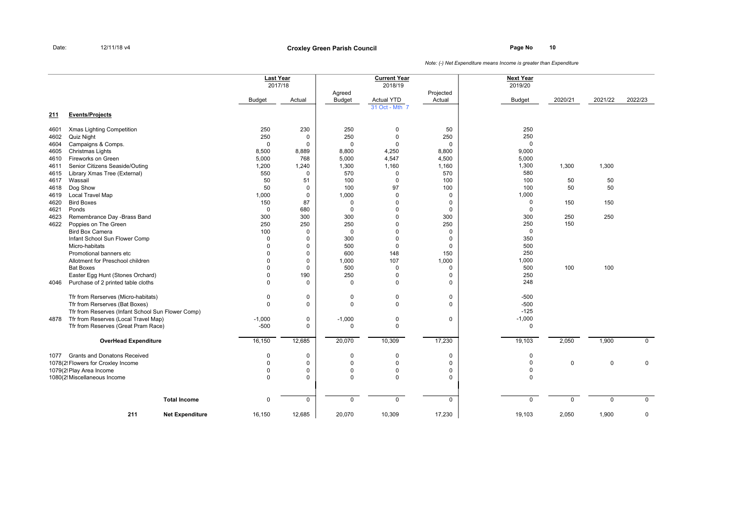Date: 12/11/18 v4

**Croxley Green Parish Council**

*Note: (-) Net Expenditure means Income is greater than Expenditure*

| | | Last Year 2017/18 | | Current Year 2018/19 | | | Next Year 2019/20 | | | |
|---|---|---|---|---|---|---|---|---|---|---|
| | | Budget | Actual | Agreed Budget | Actual YTD 31 Oct - Mth 7 | Projected Actual | Budget | 2020/21 | 2021/22 | 2022/23 |
| **211** | **Events/Projects** | | | | | | | | | |
| 4601 | Xmas Lighting Competition | 250 | 230 | 250 | 0 | 50 | 250 | | | |
| 4602 | Quiz Night | 250 | 0 | 250 | 0 | 250 | 250 | | | |
| 4604 | Campaigns & Comps. | 0 | 0 | 0 | 0 | 0 | 0 | | | |
| 4605 | Christmas Lights | 8,500 | 8,889 | 8,800 | 4,250 | 8,800 | 9,000 | | | |
| 4610 | Fireworks on Green | 5,000 | 768 | 5,000 | 4,547 | 4,500 | 5,000 | | | |
| 4611 | Senior Citizens Seaside/Outing | 1,200 | 1,240 | 1,300 | 1,160 | 1,160 | 1,300 | 1,300 | 1,300 | |
| 4615 | Library Xmas Tree (External) | 550 | 0 | 570 | 0 | 570 | 580 | | | |
| 4617 | Wassail | 50 | 51 | 100 | 0 | 100 | 100 | 50 | 50 | |
| 4618 | Dog Show | 50 | 0 | 100 | 97 | 100 | 100 | 50 | 50 | |
| 4619 | Local Travel Map | 1,000 | 0 | 1,000 | 0 | 0 | 1,000 | | | |
| 4620 | Bird Boxes | 150 | 87 | 0 | 0 | 0 | 0 | 150 | 150 | |
| 4621 | Ponds | 0 | 680 | 0 | 0 | 0 | 0 | | | |
| 4623 | Remembrance Day -Brass Band | 300 | 300 | 300 | 0 | 300 | 300 | 250 | 250 | |
| 4622 | Poppies on The Green | 250 | 250 | 250 | 0 | 250 | 250 | 150 | | |
| | Bird Box Camera | 100 | 0 | 0 | 0 | 0 | 0 | | | |
| | Infant School Sun Flower Comp | 0 | 0 | 300 | 0 | 0 | 350 | | | |
| | Micro-habitats | 0 | 0 | 500 | 0 | 0 | 500 | | | |
| | Promotional banners etc | 0 | 0 | 600 | 148 | 150 | 250 | | | |
| | Allotment for Preschool children | 0 | 0 | 1,000 | 107 | 1,000 | 1,000 | | | |
| | Bat Boxes | 0 | 0 | 500 | 0 | 0 | 500 | 100 | 100 | |
| | Easter Egg Hunt (Stones Orchard) | 0 | 190 | 250 | 0 | 0 | 250 | | | |
| 4046 | Purchase of 2 printed table cloths | 0 | 0 | 0 | 0 | 0 | 248 | | | |
| | Tfr from Rerserves (Micro-habitats) | 0 | 0 | 0 | 0 | 0 | -500 | | | |
| | Tfr from Rerserves (Bat Boxes) | 0 | 0 | 0 | 0 | 0 | -500 | | | |
| | Tfr from Reserves (Infant School Sun Flower Comp) | | | | | | -125 | | | |
| 4878 | Tfr from Reserves (Local Travel Map) | -1,000 | 0 | -1,000 | 0 | 0 | -1,000 | | | |
| | Tfr from Reserves (Great Pram Race) | -500 | 0 | 0 | 0 | | 0 | | | |
| | **OverHead Expenditure** | 16,150 | 12,685 | 20,070 | 10,309 | 17,230 | 19,103 | 2,050 | 1,900 | 0 |
| 1077 | Grants and Donatons Received | 0 | 0 | 0 | 0 | 0 | 0 | | | |
| 1078(2! | Flowers for Croxley Income | 0 | 0 | 0 | 0 | 0 | 0 | 0 | 0 | 0 |
| 1079(2! | Play Area Income | 0 | 0 | 0 | 0 | 0 | 0 | | | |
| 1080(2! | Miscellaneous Income | 0 | 0 | 0 | 0 | 0 | 0 | | | |
| | **Total Income** | 0 | 0 | 0 | 0 | 0 | 0 | 0 | 0 | 0 |
| **211** | **Net Expenditure** | 16,150 | 12,685 | 20,070 | 10,309 | 17,230 | 19,103 | 2,050 | 1,900 | 0 |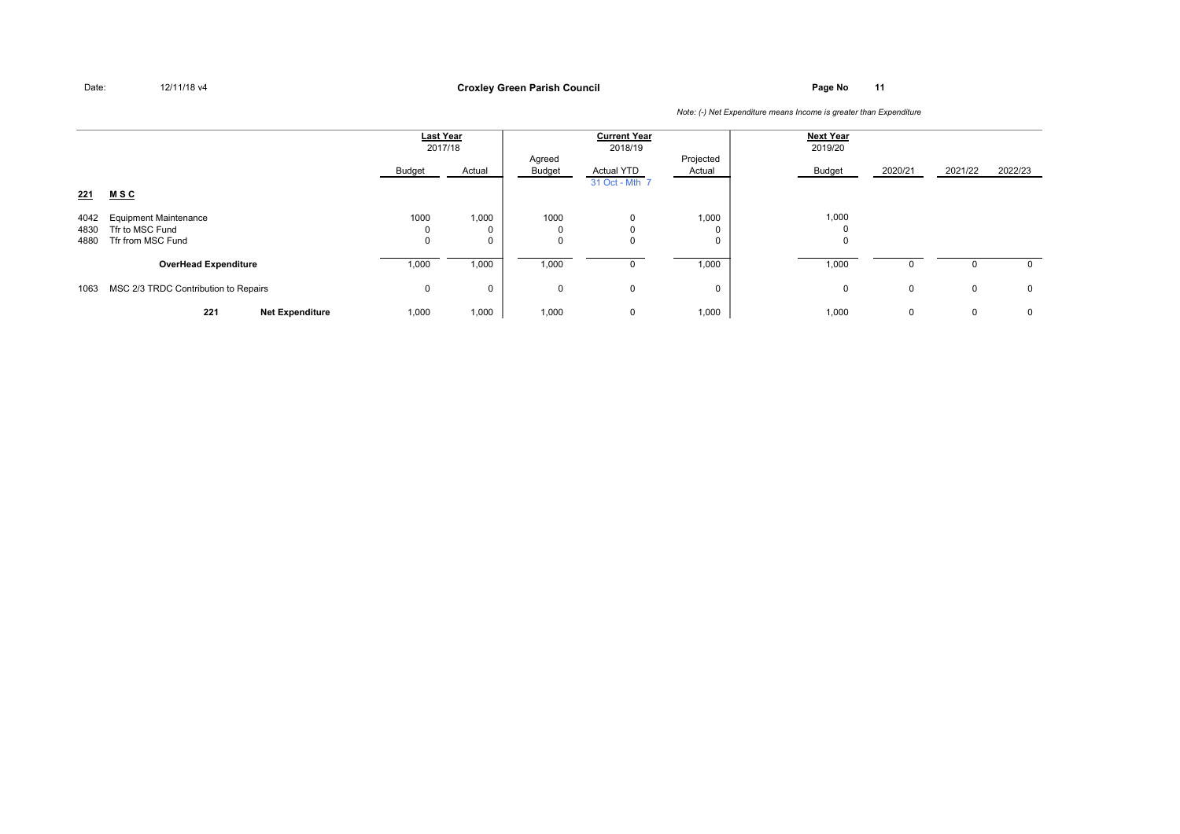Date: 12/11/18 v4

**Croxley Green Parish Council**

*Note: (-) Net Expenditure means Income is greater than Expenditure*

| | | Last Year 2017/18 | | Current Year 2018/19 | | | Next Year 2019/20 | | | |
|---|---|---|---|---|---|---|---|---|---|---|
| | | Budget | Actual | Agreed Budget | Actual YTD 31 Oct - Mth 7 | Projected Actual | Budget | 2020/21 | 2021/22 | 2022/23 |
| **221** | **M S C** | | | | | | | | | |
| 4042 | Equipment Maintenance | 1000 | 1,000 | 1000 | 0 | 1,000 | 1,000 | | | |
| 4830 | Tfr to MSC Fund | 0 | 0 | 0 | 0 | 0 | 0 | | | |
| 4880 | Tfr from MSC Fund | 0 | 0 | 0 | 0 | 0 | 0 | | | |
| | **OverHead Expenditure** | 1,000 | 1,000 | 1,000 | 0 | 1,000 | 1,000 | 0 | 0 | 0 |
| 1063 | MSC 2/3 TRDC Contribution to Repairs | 0 | 0 | 0 | 0 | 0 | 0 | 0 | 0 | 0 |
| | **221 Net Expenditure** | 1,000 | 1,000 | 1,000 | 0 | 1,000 | 1,000 | 0 | 0 | 0 |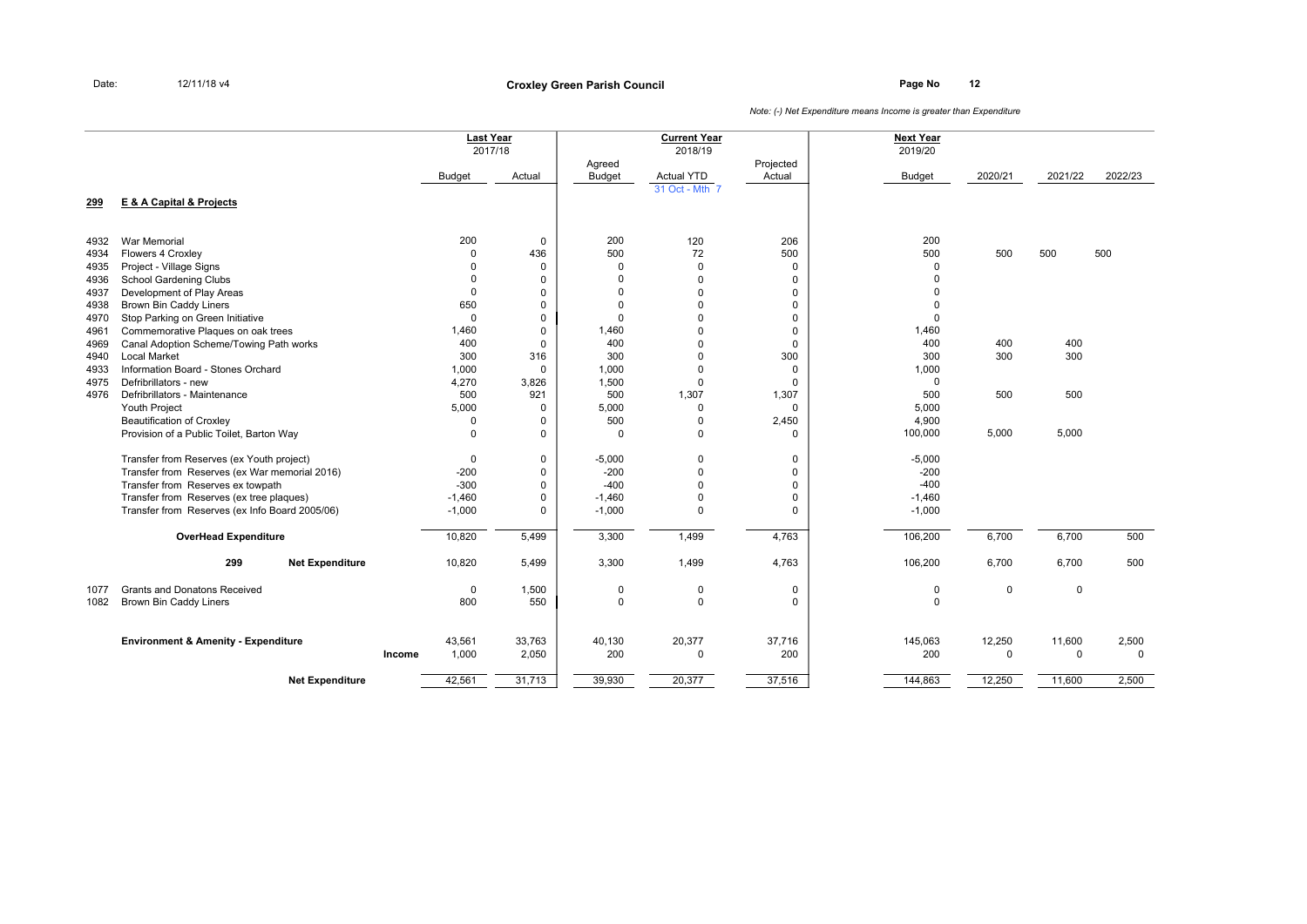**Croxley Green Parish Council**

Date: 12/11/18 v4

*Note: (-) Net Expenditure means Income is greater than Expenditure*

| | | Last Year 2017/18 | | Current Year 2018/19 | | | Next Year 2019/20 | | | |
|---|---|---|---|---|---|---|---|---|---|---|
| | | Budget | Actual | Agreed Budget | Actual YTD 31 Oct - Mth 7 | Projected Actual | Budget | 2020/21 | 2021/22 | 2022/23 |
| **299** | **E & A Capital & Projects** | | | | | | | | | |
| 4932 | War Memorial | 200 | 0 | 200 | 120 | 206 | 200 | | | |
| 4934 | Flowers 4 Croxley | 0 | 436 | 500 | 72 | 500 | 500 | 500 | 500 | 500 |
| 4935 | Project - Village Signs | 0 | 0 | 0 | 0 | 0 | 0 | | | |
| 4936 | School Gardening Clubs | 0 | 0 | 0 | 0 | 0 | 0 | | | |
| 4937 | Development of Play Areas | 0 | 0 | 0 | 0 | 0 | 0 | | | |
| 4938 | Brown Bin Caddy Liners | 650 | 0 | 0 | 0 | 0 | 0 | | | |
| 4970 | Stop Parking on Green Initiative | 0 | 0 | 0 | 0 | 0 | 0 | | | |
| 4961 | Commemorative Plaques on oak trees | 1,460 | 0 | 1,460 | 0 | 0 | 1,460 | | | |
| 4969 | Canal Adoption Scheme/Towing Path works | 400 | 0 | 400 | 0 | 0 | 400 | 400 | 400 | |
| 4940 | Local Market | 300 | 316 | 300 | 0 | 300 | 300 | 300 | 300 | |
| 4933 | Information Board - Stones Orchard | 1,000 | 0 | 1,000 | 0 | 0 | 1,000 | | | |
| 4975 | Defribrillators - new | 4,270 | 3,826 | 1,500 | 0 | 0 | 0 | | | |
| 4976 | Defribrillators - Maintenance | 500 | 921 | 500 | 1,307 | 1,307 | 500 | 500 | 500 | |
| | Youth Project | 5,000 | 0 | 5,000 | 0 | 0 | 5,000 | | | |
| | Beautification of Croxley | 0 | 0 | 500 | 0 | 2,450 | 4,900 | | | |
| | Provision of a Public Toilet, Barton Way | 0 | 0 | 0 | 0 | 0 | 100,000 | 5,000 | 5,000 | |
| | Transfer from Reserves (ex Youth project) | 0 | 0 | -5,000 | 0 | 0 | -5,000 | | | |
| | Transfer from Reserves (ex War memorial 2016) | -200 | 0 | -200 | 0 | 0 | -200 | | | |
| | Transfer from Reserves ex towpath | -300 | 0 | -400 | 0 | 0 | -400 | | | |
| | Transfer from Reserves (ex tree plaques) | -1,460 | 0 | -1,460 | 0 | 0 | -1,460 | | | |
| | Transfer from Reserves (ex Info Board 2005/06) | -1,000 | 0 | -1,000 | 0 | 0 | -1,000 | | | |
| | **OverHead Expenditure** | 10,820 | 5,499 | 3,300 | 1,499 | 4,763 | 106,200 | 6,700 | 6,700 | 500 |
| | **299 Net Expenditure** | 10,820 | 5,499 | 3,300 | 1,499 | 4,763 | 106,200 | 6,700 | 6,700 | 500 |
| 1077 | Grants and Donatons Received | 0 | 1,500 | 0 | 0 | 0 | 0 | 0 | 0 | |
| 1082 | Brown Bin Caddy Liners | 800 | 550 | 0 | 0 | 0 | 0 | | | |
| | **Environment & Amenity - Expenditure** | 43,561 | 33,763 | 40,130 | 20,377 | 37,716 | 145,063 | 12,250 | 11,600 | 2,500 |
| | **Income** | 1,000 | 2,050 | 200 | 0 | 200 | 200 | 0 | 0 | 0 |
| | **Net Expenditure** | 42,561 | 31,713 | 39,930 | 20,377 | 37,516 | 144,863 | 12,250 | 11,600 | 2,500 |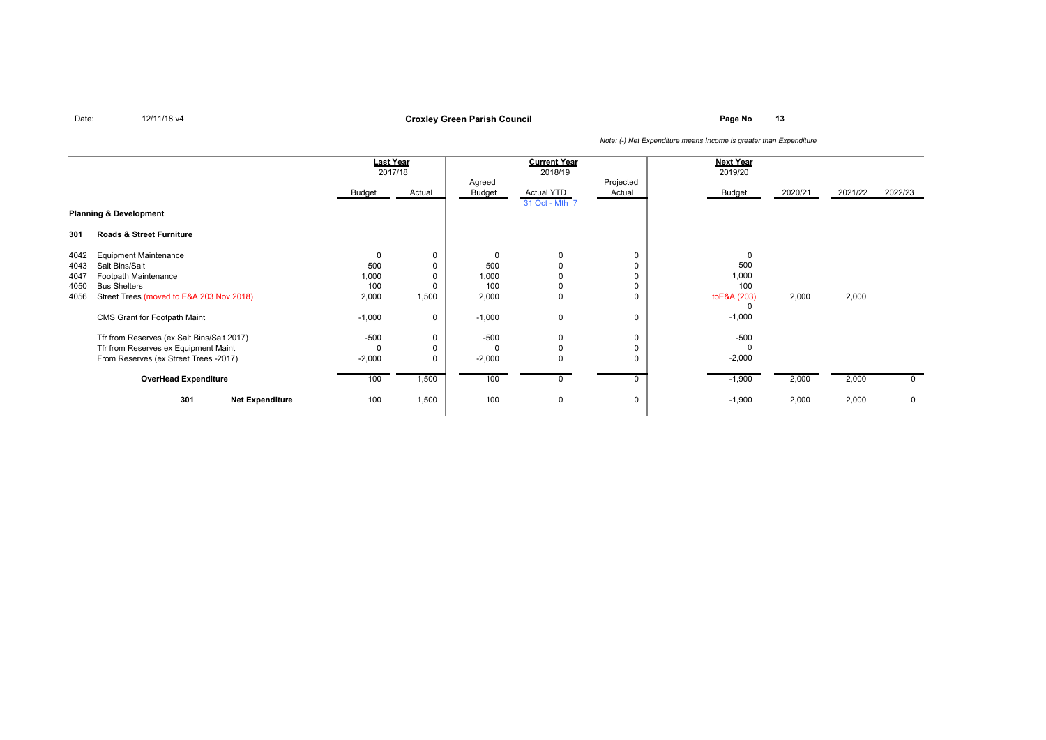Date: 12/11/18 v4

**Croxley Green Parish Council**

*Note: (-) Net Expenditure means Income is greater than Expenditure*

| | | Last Year 2017/18 | | Current Year 2018/19 | | | Next Year 2019/20 | | | |
|---|---|---|---|---|---|---|---|---|---|---|
| | | Budget | Actual | Agreed Budget | Actual YTD 31 Oct - Mth 7 | Projected Actual | Budget | 2020/21 | 2021/22 | 2022/23 |
| **Planning & Development** | | | | | | | | | | |
| **301** | **Roads & Street Furniture** | | | | | | | | | |
| 4042 | Equipment Maintenance | 0 | 0 | 0 | 0 | 0 | 0 | | | |
| 4043 | Salt Bins/Salt | 500 | 0 | 500 | 0 | 0 | 500 | | | |
| 4047 | Footpath Maintenance | 1,000 | 0 | 1,000 | 0 | 0 | 1,000 | | | |
| 4050 | Bus Shelters | 100 | 0 | 100 | 0 | 0 | 100 | | | |
| 4056 | Street Trees (moved to E&A 203 Nov 2018) | 2,000 | 1,500 | 2,000 | 0 | 0 | toE&A (203) 0 | 2,000 | 2,000 | |
| | CMS Grant for Footpath Maint | -1,000 | 0 | -1,000 | 0 | 0 | -1,000 | | | |
| | Tfr from Reserves (ex Salt Bins/Salt 2017) | -500 | 0 | -500 | 0 | 0 | -500 | | | |
| | Tfr from Reserves ex Equipment Maint | 0 | 0 | 0 | 0 | 0 | 0 | | | |
| | From Reserves (ex Street Trees -2017) | -2,000 | 0 | -2,000 | 0 | 0 | -2,000 | | | |
| | **OverHead Expenditure** | 100 | 1,500 | 100 | 0 | 0 | -1,900 | 2,000 | 2,000 | 0 |
| **301** | **Net Expenditure** | 100 | 1,500 | 100 | 0 | 0 | -1,900 | 2,000 | 2,000 | 0 |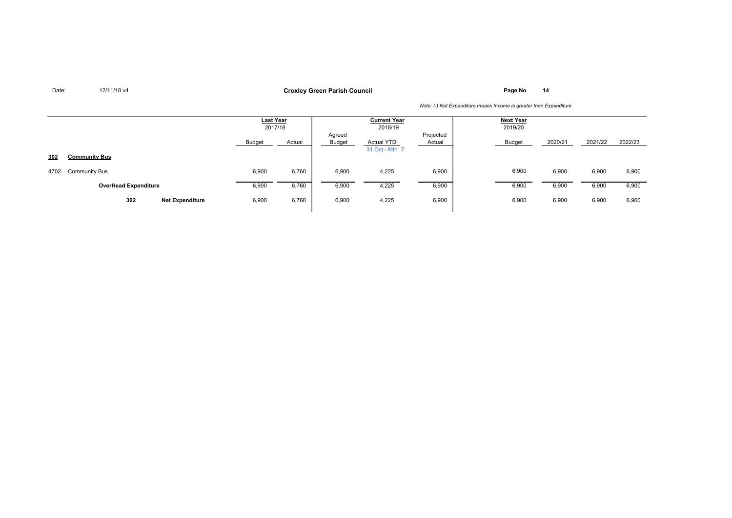Date: 12/11/18 v4

**Croxley Green Parish Council**

*Note: (-) Net Expenditure means Income is greater than Expenditure*

| | | Last Year 2017/18 | | Current Year 2018/19 | | | Next Year 2019/20 | | | |
|---|---|---|---|---|---|---|---|---|---|---|
| | | Budget | Actual | Agreed Budget | Actual YTD 31 Oct - Mth 7 | Projected Actual | Budget | 2020/21 | 2021/22 | 2022/23 |
| **302** | **Community Bus** | | | | | | | | | |
| 4702 | Community Bus | 6,900 | 6,760 | 6,900 | 4,225 | 6,900 | 6,900 | 6,900 | 6,900 | 6,900 |
| | **OverHead Expenditure** | 6,900 | 6,760 | 6,900 | 4,225 | 6,900 | 6,900 | 6,900 | 6,900 | 6,900 |
| **302** | **Net Expenditure** | 6,900 | 6,760 | 6,900 | 4,225 | 6,900 | 6,900 | 6,900 | 6,900 | 6,900 |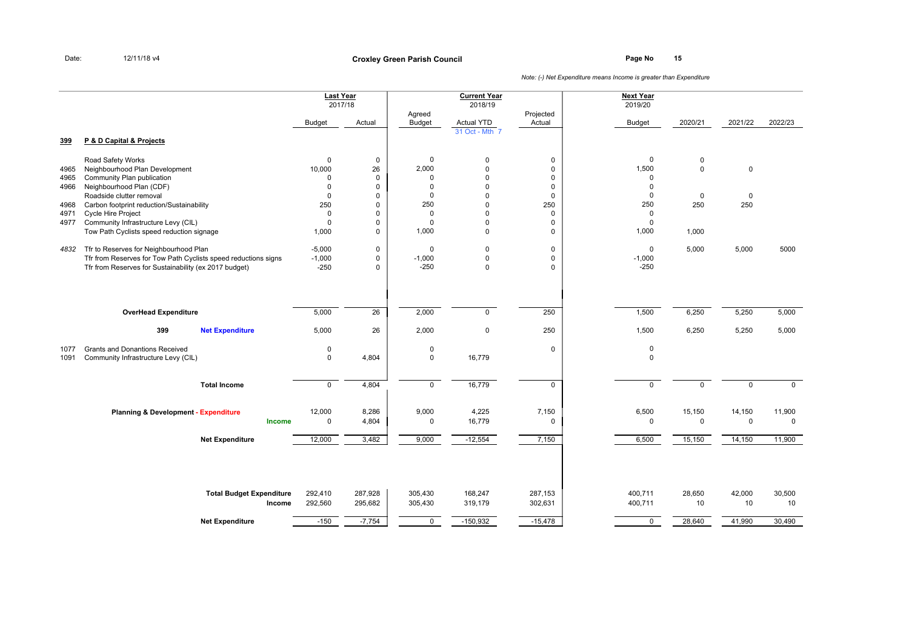Date: 12/11/18 v4

## Croxley Green Parish Council

*Note: (-) Net Expenditure means Income is greater than Expenditure*

| | | Last Year 2017/18 | | Current Year 2018/19 | | | Next Year 2019/20 | | | |
|---|---|---|---|---|---|---|---|---|---|---|
| | | Budget | Actual | Agreed Budget | Actual YTD 31 Oct - Mth 7 | Projected Actual | Budget | 2020/21 | 2021/22 | 2022/23 |
| **399** | **P & D Capital & Projects** | | | | | | | | | |
| | Road Safety Works | 0 | 0 | 0 | 0 | 0 | 0 | 0 | | |
| 4965 | Neighbourhood Plan Development | 10,000 | 26 | 2,000 | 0 | 0 | 1,500 | 0 | 0 | |
| 4965 | Community Plan publication | 0 | 0 | 0 | 0 | 0 | 0 | | | |
| 4966 | Neighbourhood Plan (CDF) | 0 | 0 | 0 | 0 | 0 | 0 | | | |
| | Roadside clutter removal | 0 | 0 | 0 | 0 | 0 | 0 | 0 | 0 | |
| 4968 | Carbon footprint reduction/Sustainability | 250 | 0 | 250 | 0 | 250 | 250 | 250 | 250 | |
| 4971 | Cycle Hire Project | 0 | 0 | 0 | 0 | 0 | 0 | | | |
| 4977 | Community Infrastructure Levy (CIL) | 0 | 0 | 0 | 0 | 0 | 0 | | | |
| | Tow Path Cyclists speed reduction signage | 1,000 | 0 | 1,000 | 0 | 0 | 1,000 | 1,000 | | |
| 4832 | Tfr to Reserves for Neighbourhood Plan | -5,000 | 0 | 0 | 0 | 0 | 0 | 5,000 | 5,000 | 5000 |
| | Tfr from Reserves for Tow Path Cyclists speed reductions signs | -1,000 | 0 | -1,000 | 0 | 0 | -1,000 | | | |
| | Tfr from Reserves for Sustainability (ex 2017 budget) | -250 | 0 | -250 | 0 | 0 | -250 | | | |
| | **OverHead Expenditure** | 5,000 | 26 | 2,000 | 0 | 250 | 1,500 | 6,250 | 5,250 | 5,000 |
| | **399 Net Expenditure** | 5,000 | 26 | 2,000 | 0 | 250 | 1,500 | 6,250 | 5,250 | 5,000 |
| 1077 | Grants and Donantions Received | 0 | | 0 | | 0 | 0 | | | |
| 1091 | Community Infrastructure Levy (CIL) | 0 | 4,804 | 0 | 16,779 | | 0 | | | |
| | **Total Income** | 0 | 4,804 | 0 | 16,779 | 0 | 0 | 0 | 0 | 0 |
| | **Planning & Development - Expenditure** | 12,000 | 8,286 | 9,000 | 4,225 | 7,150 | 6,500 | 15,150 | 14,150 | 11,900 |
| | **Income** | 0 | 4,804 | 0 | 16,779 | 0 | 0 | 0 | 0 | 0 |
| | **Net Expenditure** | 12,000 | 3,482 | 9,000 | -12,554 | 7,150 | 6,500 | 15,150 | 14,150 | 11,900 |
| | **Total Budget Expenditure** | 292,410 | 287,928 | 305,430 | 168,247 | 287,153 | 400,711 | 28,650 | 42,000 | 30,500 |
| | **Income** | 292,560 | 295,682 | 305,430 | 319,179 | 302,631 | 400,711 | 10 | 10 | 10 |
| | **Net Expenditure** | -150 | -7,754 | 0 | -150,932 | -15,478 | 0 | 28,640 | 41,990 | 30,490 |